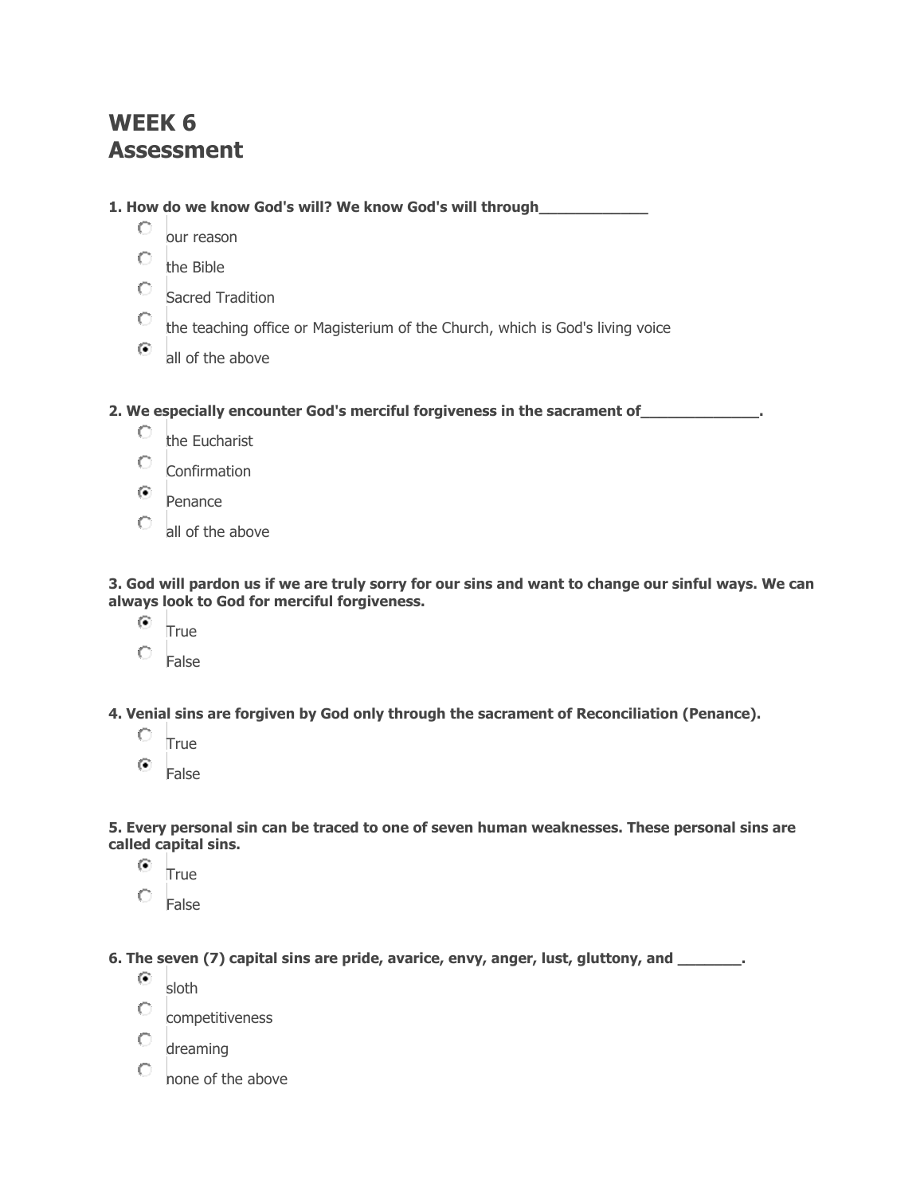# WEEK 6
# Assessment

**1. How do we know God's will? We know God's will through\_\_\_\_\_\_\_\_\_\_\_\_\_**

- ○ our reason
- ○ the Bible
- ○ Sacred Tradition
- ○ the teaching office or Magisterium of the Church, which is God's living voice
- ◉ all of the above

**2. We especially encounter God's merciful forgiveness in the sacrament of\_\_\_\_\_\_\_\_\_\_\_\_\_\_.**

- ○ the Eucharist
- ○ Confirmation
- ◉ Penance
- ○ all of the above

**3. God will pardon us if we are truly sorry for our sins and want to change our sinful ways. We can always look to God for merciful forgiveness.**

- ◉ True
- ○ False

**4. Venial sins are forgiven by God only through the sacrament of Reconciliation (Penance).**

- ○ True
- ◉ False

**5. Every personal sin can be traced to one of seven human weaknesses. These personal sins are called capital sins.**

- ◉ True
- ○ False

**6. The seven (7) capital sins are pride, avarice, envy, anger, lust, gluttony, and \_\_\_\_\_\_\_\_.**

- ◉ sloth
- ○ competitiveness
- ○ dreaming
- ○ none of the above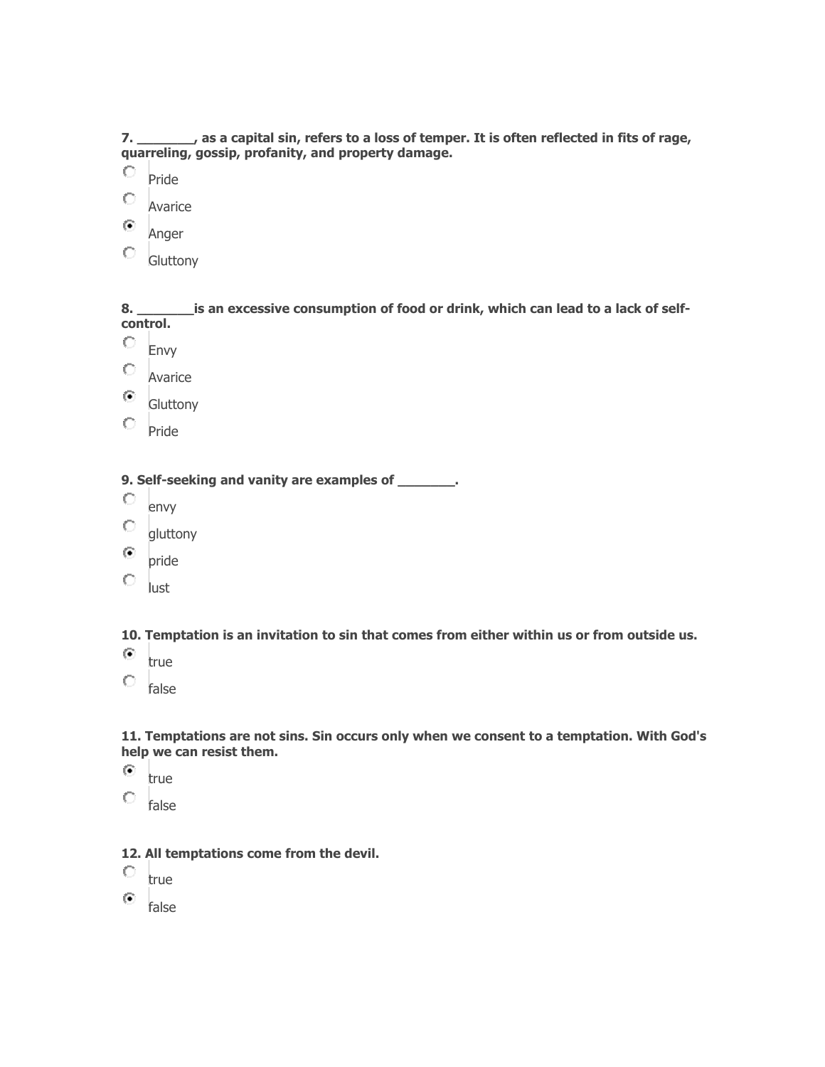**7. ________, as a capital sin, refers to a loss of temper. It is often reflected in fits of rage, quarreling, gossip, profanity, and property damage.**

- ○ Pride
- ○ Avarice
- ◉ Anger
- ○ Gluttony

**8. ________is an excessive consumption of food or drink, which can lead to a lack of self-control.**

- ○ Envy
- ○ Avarice
- ◉ Gluttony
- ○ Pride

**9. Self-seeking and vanity are examples of ________.**

- ○ envy
- ○ gluttony
- ◉ pride
- ○ lust

**10. Temptation is an invitation to sin that comes from either within us or from outside us.**

- ◉ true
- ○ false

**11. Temptations are not sins. Sin occurs only when we consent to a temptation. With God's help we can resist them.**

- ◉ true
- ○ false

**12. All temptations come from the devil.**

- ○ true
- ◉ false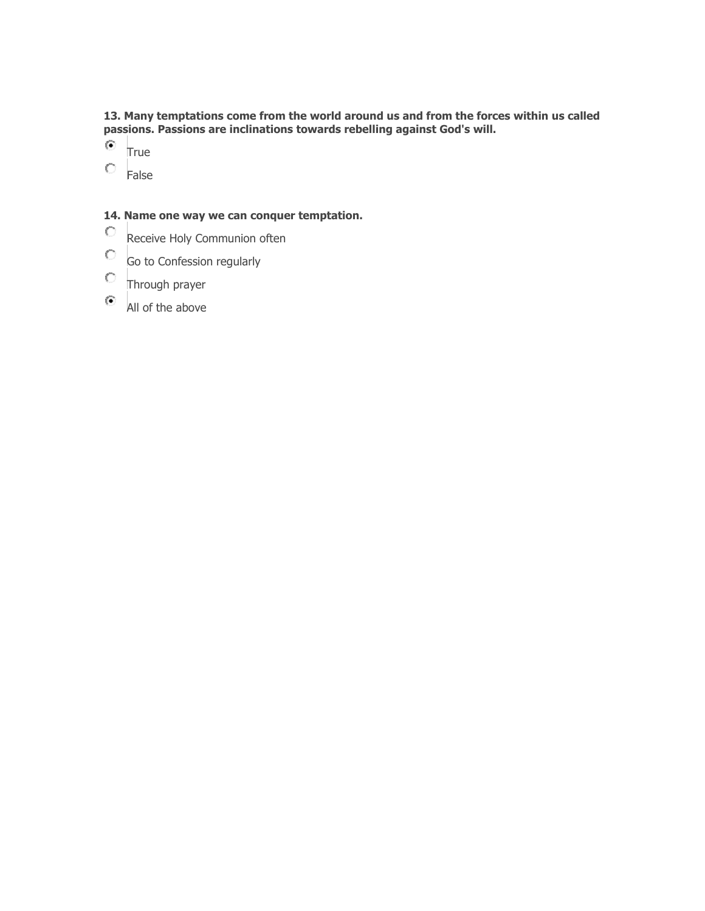**13. Many temptations come from the world around us and from the forces within us called passions. Passions are inclinations towards rebelling against God's will.**

- (•) True
- ( ) False

**14. Name one way we can conquer temptation.**

- ( ) Receive Holy Communion often
- ( ) Go to Confession regularly
- ( ) Through prayer
- (•) All of the above